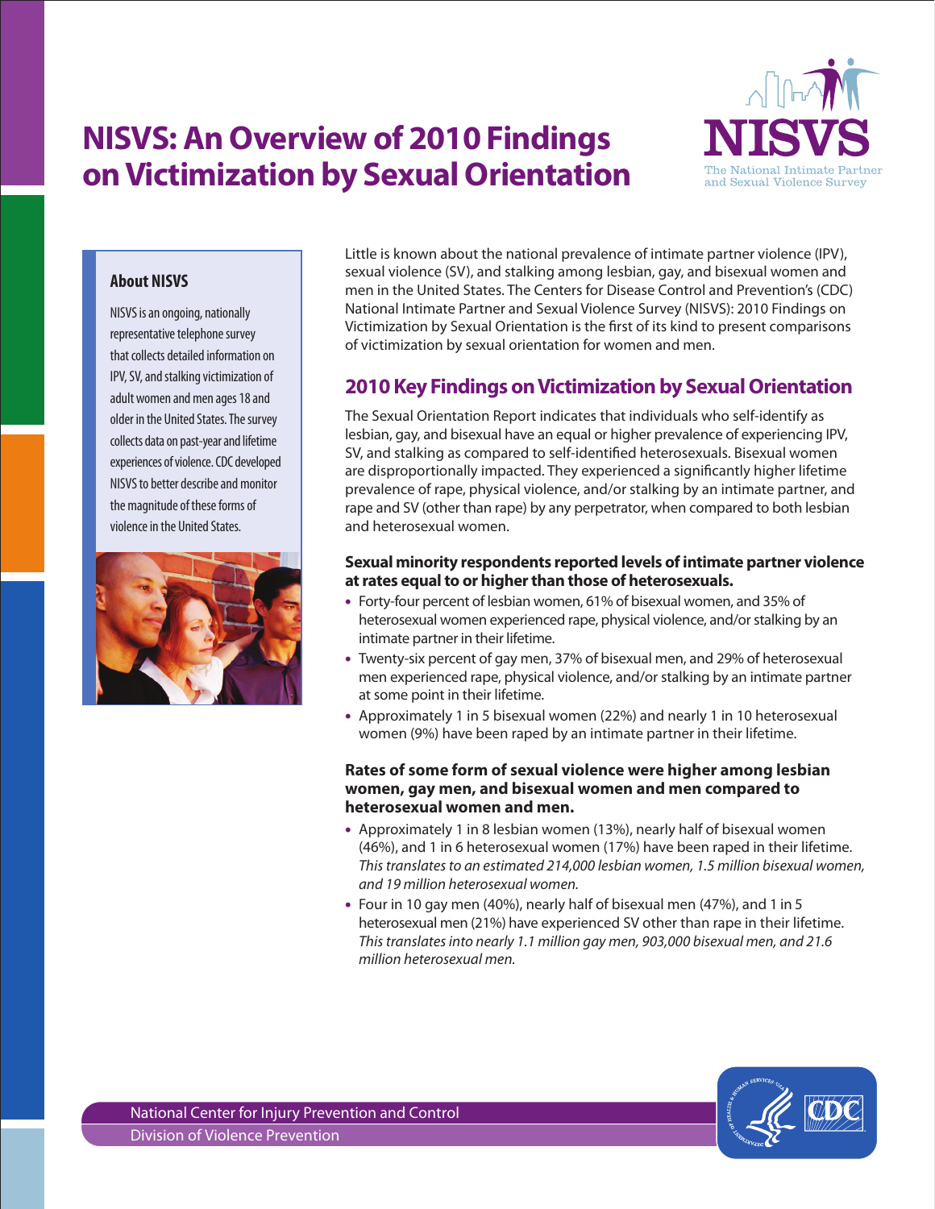# NISVS: An Overview of 2010 Findings on Victimization by Sexual Orientation

NISVS
The National Intimate Partner and Sexual Violence Survey

### About NISVS

NISVS is an ongoing, nationally representative telephone survey that collects detailed information on IPV, SV, and stalking victimization of adult women and men ages 18 and older in the United States. The survey collects data on past-year and lifetime experiences of violence. CDC developed NISVS to better describe and monitor the magnitude of these forms of violence in the United States.

Little is known about the national prevalence of intimate partner violence (IPV), sexual violence (SV), and stalking among lesbian, gay, and bisexual women and men in the United States. The Centers for Disease Control and Prevention's (CDC) National Intimate Partner and Sexual Violence Survey (NISVS): 2010 Findings on Victimization by Sexual Orientation is the first of its kind to present comparisons of victimization by sexual orientation for women and men.

## 2010 Key Findings on Victimization by Sexual Orientation

The Sexual Orientation Report indicates that individuals who self-identify as lesbian, gay, and bisexual have an equal or higher prevalence of experiencing IPV, SV, and stalking as compared to self-identified heterosexuals. Bisexual women are disproportionally impacted. They experienced a significantly higher lifetime prevalence of rape, physical violence, and/or stalking by an intimate partner, and rape and SV (other than rape) by any perpetrator, when compared to both lesbian and heterosexual women.

**Sexual minority respondents reported levels of intimate partner violence at rates equal to or higher than those of heterosexuals.**

- Forty-four percent of lesbian women, 61% of bisexual women, and 35% of heterosexual women experienced rape, physical violence, and/or stalking by an intimate partner in their lifetime.
- Twenty-six percent of gay men, 37% of bisexual men, and 29% of heterosexual men experienced rape, physical violence, and/or stalking by an intimate partner at some point in their lifetime.
- Approximately 1 in 5 bisexual women (22%) and nearly 1 in 10 heterosexual women (9%) have been raped by an intimate partner in their lifetime.

**Rates of some form of sexual violence were higher among lesbian women, gay men, and bisexual women and men compared to heterosexual women and men.**

- Approximately 1 in 8 lesbian women (13%), nearly half of bisexual women (46%), and 1 in 6 heterosexual women (17%) have been raped in their lifetime. *This translates to an estimated 214,000 lesbian women, 1.5 million bisexual women, and 19 million heterosexual women.*
- Four in 10 gay men (40%), nearly half of bisexual men (47%), and 1 in 5 heterosexual men (21%) have experienced SV other than rape in their lifetime. *This translates into nearly 1.1 million gay men, 903,000 bisexual men, and 21.6 million heterosexual men.*

National Center for Injury Prevention and Control
Division of Violence Prevention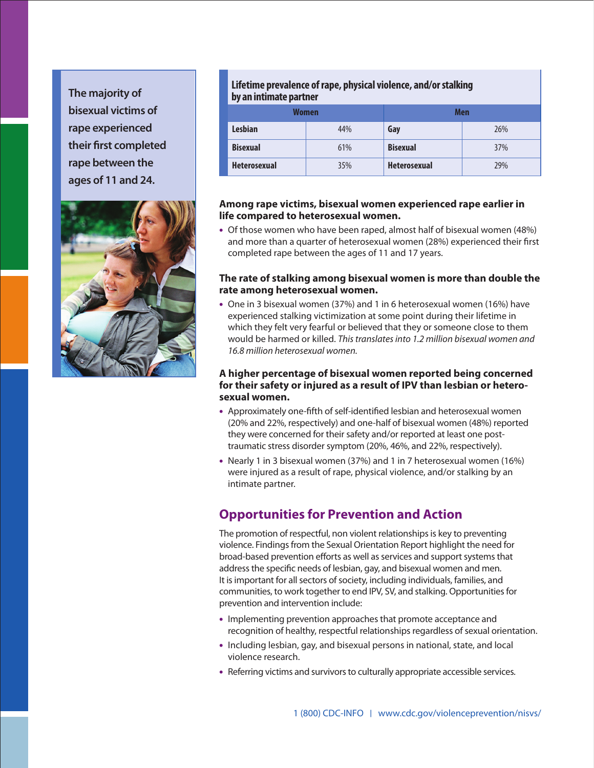The majority of bisexual victims of rape experienced their first completed rape between the ages of 11 and 24.

**Lifetime prevalence of rape, physical violence, and/or stalking by an intimate partner**

| Women | | Men | |
|---|---|---|---|
| **Lesbian** | 44% | **Gay** | 26% |
| **Bisexual** | 61% | **Bisexual** | 37% |
| **Heterosexual** | 35% | **Heterosexual** | 29% |

**Among rape victims, bisexual women experienced rape earlier in life compared to heterosexual women.**

- Of those women who have been raped, almost half of bisexual women (48%) and more than a quarter of heterosexual women (28%) experienced their first completed rape between the ages of 11 and 17 years.

**The rate of stalking among bisexual women is more than double the rate among heterosexual women.**

- One in 3 bisexual women (37%) and 1 in 6 heterosexual women (16%) have experienced stalking victimization at some point during their lifetime in which they felt very fearful or believed that they or someone close to them would be harmed or killed. *This translates into 1.2 million bisexual women and 16.8 million heterosexual women.*

**A higher percentage of bisexual women reported being concerned for their safety or injured as a result of IPV than lesbian or heterosexual women.**

- Approximately one-fifth of self-identified lesbian and heterosexual women (20% and 22%, respectively) and one-half of bisexual women (48%) reported they were concerned for their safety and/or reported at least one post-traumatic stress disorder symptom (20%, 46%, and 22%, respectively).
- Nearly 1 in 3 bisexual women (37%) and 1 in 7 heterosexual women (16%) were injured as a result of rape, physical violence, and/or stalking by an intimate partner.

## Opportunities for Prevention and Action

The promotion of respectful, non violent relationships is key to preventing violence. Findings from the Sexual Orientation Report highlight the need for broad-based prevention efforts as well as services and support systems that address the specific needs of lesbian, gay, and bisexual women and men. It is important for all sectors of society, including individuals, families, and communities, to work together to end IPV, SV, and stalking. Opportunities for prevention and intervention include:

- Implementing prevention approaches that promote acceptance and recognition of healthy, respectful relationships regardless of sexual orientation.
- Including lesbian, gay, and bisexual persons in national, state, and local violence research.
- Referring victims and survivors to culturally appropriate accessible services.

1 (800) CDC-INFO | www.cdc.gov/violenceprevention/nisvs/